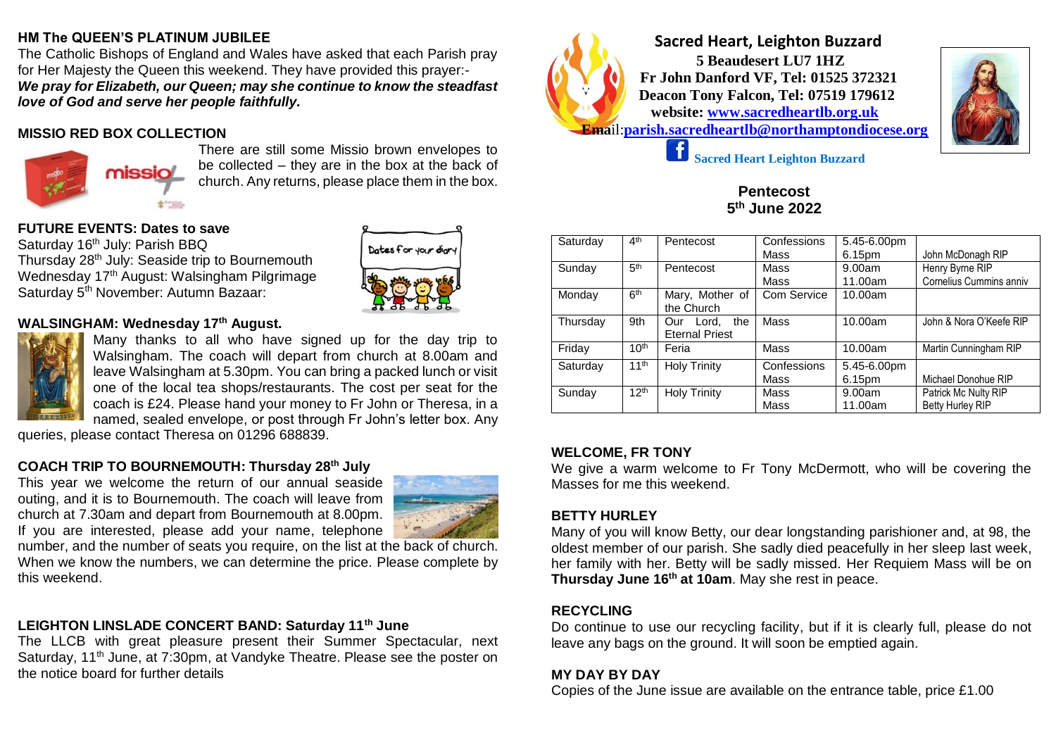## HM The QUEEN'S PLATINUM JUBILEE

The Catholic Bishops of England and Wales have asked that each Parish pray for Her Majesty the Queen this weekend. They have provided this prayer:-

***We pray for Elizabeth, our Queen; may she continue to know the steadfast love of God and serve her people faithfully.***

## MISSIO RED BOX COLLECTION

There are still some Missio brown envelopes to be collected – they are in the box at the back of church. Any returns, please place them in the box.

## FUTURE EVENTS: Dates to save

Saturday 16th July: Parish BBQ
Thursday 28th July: Seaside trip to Bournemouth
Wednesday 17th August: Walsingham Pilgrimage
Saturday 5th November: Autumn Bazaar:

## WALSINGHAM: Wednesday 17th August.

Many thanks to all who have signed up for the day trip to Walsingham. The coach will depart from church at 8.00am and leave Walsingham at 5.30pm. You can bring a packed lunch or visit one of the local tea shops/restaurants. The cost per seat for the coach is £24. Please hand your money to Fr John or Theresa, in a named, sealed envelope, or post through Fr John's letter box. Any queries, please contact Theresa on 01296 688839.

## COACH TRIP TO BOURNEMOUTH: Thursday 28th July

This year we welcome the return of our annual seaside outing, and it is to Bournemouth. The coach will leave from church at 7.30am and depart from Bournemouth at 8.00pm. If you are interested, please add your name, telephone number, and the number of seats you require, on the list at the back of church. When we know the numbers, we can determine the price. Please complete by this weekend.

## LEIGHTON LINSLADE CONCERT BAND: Saturday 11th June

The LLCB with great pleasure present their Summer Spectacular, next Saturday, 11th June, at 7:30pm, at Vandyke Theatre. Please see the poster on the notice board for further details

# Sacred Heart, Leighton Buzzard

**5 Beaudesert LU7 1HZ**
**Fr John Danford VF, Tel: 01525 372321**
**Deacon Tony Falcon, Tel: 07519 179612**
**website: www.sacredheartlb.org.uk**
**Email: parish.sacredheartlb@northamptondiocese.org**

**Sacred Heart Leighton Buzzard**

## Pentecost
## 5th June 2022

| | | | | | |
|---|---|---|---|---|---|
| Saturday | 4th | Pentecost | Confessions<br>Mass | 5.45-6.00pm<br>6.15pm | <br>John McDonagh RIP |
| Sunday | 5th | Pentecost | Mass<br>Mass | 9.00am<br>11.00am | Henry Byrne RIP<br>Cornelius Cummins anniv |
| Monday | 6th | Mary, Mother of the Church | Com Service | 10.00am | |
| Thursday | 9th | Our Lord, the Eternal Priest | Mass | 10.00am | John & Nora O'Keefe RIP |
| Friday | 10th | Feria | Mass | 10.00am | Martin Cunningham RIP |
| Saturday | 11th | Holy Trinity | Confessions<br>Mass | 5.45-6.00pm<br>6.15pm | <br>Michael Donohue RIP |
| Sunday | 12th | Holy Trinity | Mass<br>Mass | 9.00am<br>11.00am | Patrick Mc Nulty RIP<br>Betty Hurley RIP |

## WELCOME, FR TONY

We give a warm welcome to Fr Tony McDermott, who will be covering the Masses for me this weekend.

## BETTY HURLEY

Many of you will know Betty, our dear longstanding parishioner and, at 98, the oldest member of our parish. She sadly died peacefully in her sleep last week, her family with her. Betty will be sadly missed. Her Requiem Mass will be on **Thursday June 16th at 10am**. May she rest in peace.

## RECYCLING

Do continue to use our recycling facility, but if it is clearly full, please do not leave any bags on the ground. It will soon be emptied again.

## MY DAY BY DAY

Copies of the June issue are available on the entrance table, price £1.00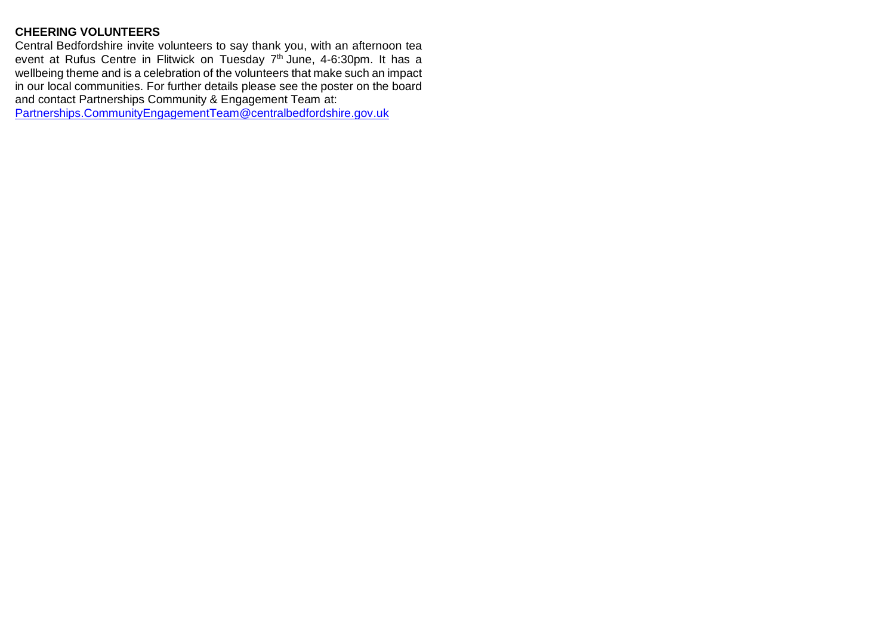**CHEERING VOLUNTEERS**

Central Bedfordshire invite volunteers to say thank you, with an afternoon tea event at Rufus Centre in Flitwick on Tuesday 7th June, 4-6:30pm. It has a wellbeing theme and is a celebration of the volunteers that make such an impact in our local communities. For further details please see the poster on the board and contact Partnerships Community & Engagement Team at: Partnerships.CommunityEngagementTeam@centralbedfordshire.gov.uk